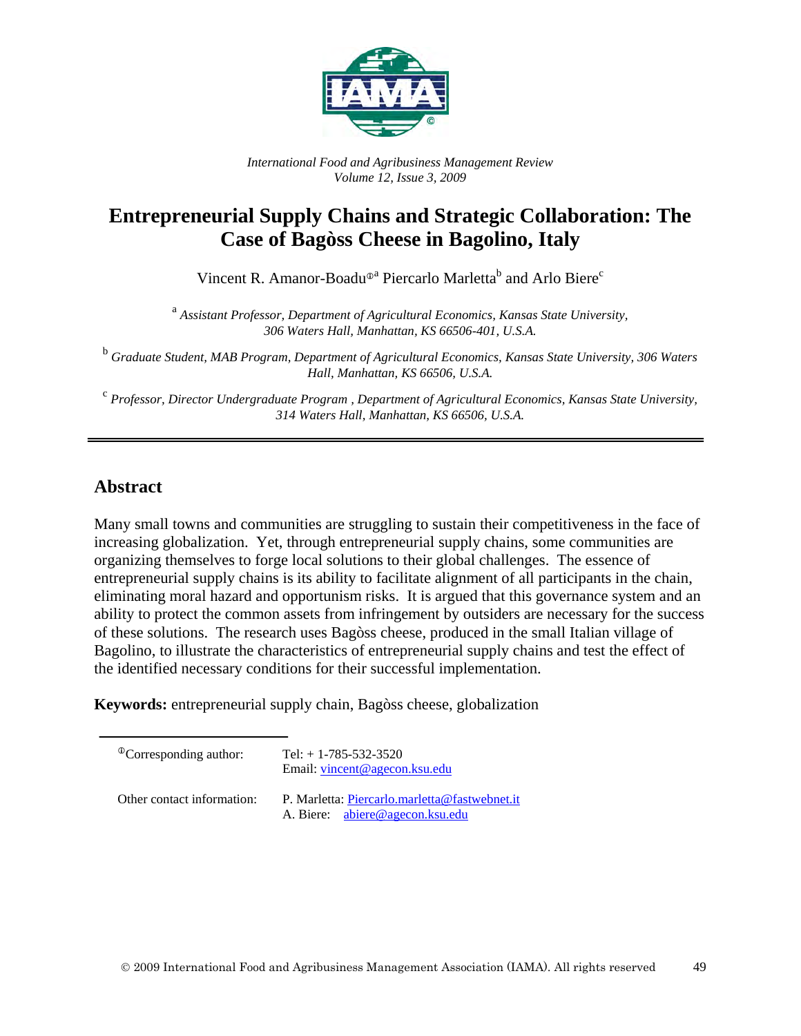*International Food and Agribusiness Management Review*
*Volume 12, Issue 3, 2009*

# Entrepreneurial Supply Chains and Strategic Collaboration: The Case of Bagòss Cheese in Bagolino, Italy

Vincent R. Amanor-Boadu[ⓘa] Piercarlo Marletta[b] and Arlo Biere[c]

[a] *Assistant Professor, Department of Agricultural Economics, Kansas State University, 306 Waters Hall, Manhattan, KS 66506-401, U.S.A.*

[b] *Graduate Student, MAB Program, Department of Agricultural Economics, Kansas State University, 306 Waters Hall, Manhattan, KS 66506, U.S.A.*

[c] *Professor, Director Undergraduate Program , Department of Agricultural Economics, Kansas State University, 314 Waters Hall, Manhattan, KS 66506, U.S.A.*

## Abstract

Many small towns and communities are struggling to sustain their competitiveness in the face of increasing globalization. Yet, through entrepreneurial supply chains, some communities are organizing themselves to forge local solutions to their global challenges. The essence of entrepreneurial supply chains is its ability to facilitate alignment of all participants in the chain, eliminating moral hazard and opportunism risks. It is argued that this governance system and an ability to protect the common assets from infringement by outsiders are necessary for the success of these solutions. The research uses Bagòss cheese, produced in the small Italian village of Bagolino, to illustrate the characteristics of entrepreneurial supply chains and test the effect of the identified necessary conditions for their successful implementation.

**Keywords:** entrepreneurial supply chain, Bagòss cheese, globalization

---

ⓘCorresponding author: Tel: + 1-785-532-3520
Email: vincent@agecon.ksu.edu

Other contact information: P. Marletta: Piercarlo.marletta@fastwebnet.it
A. Biere: abiere@agecon.ksu.edu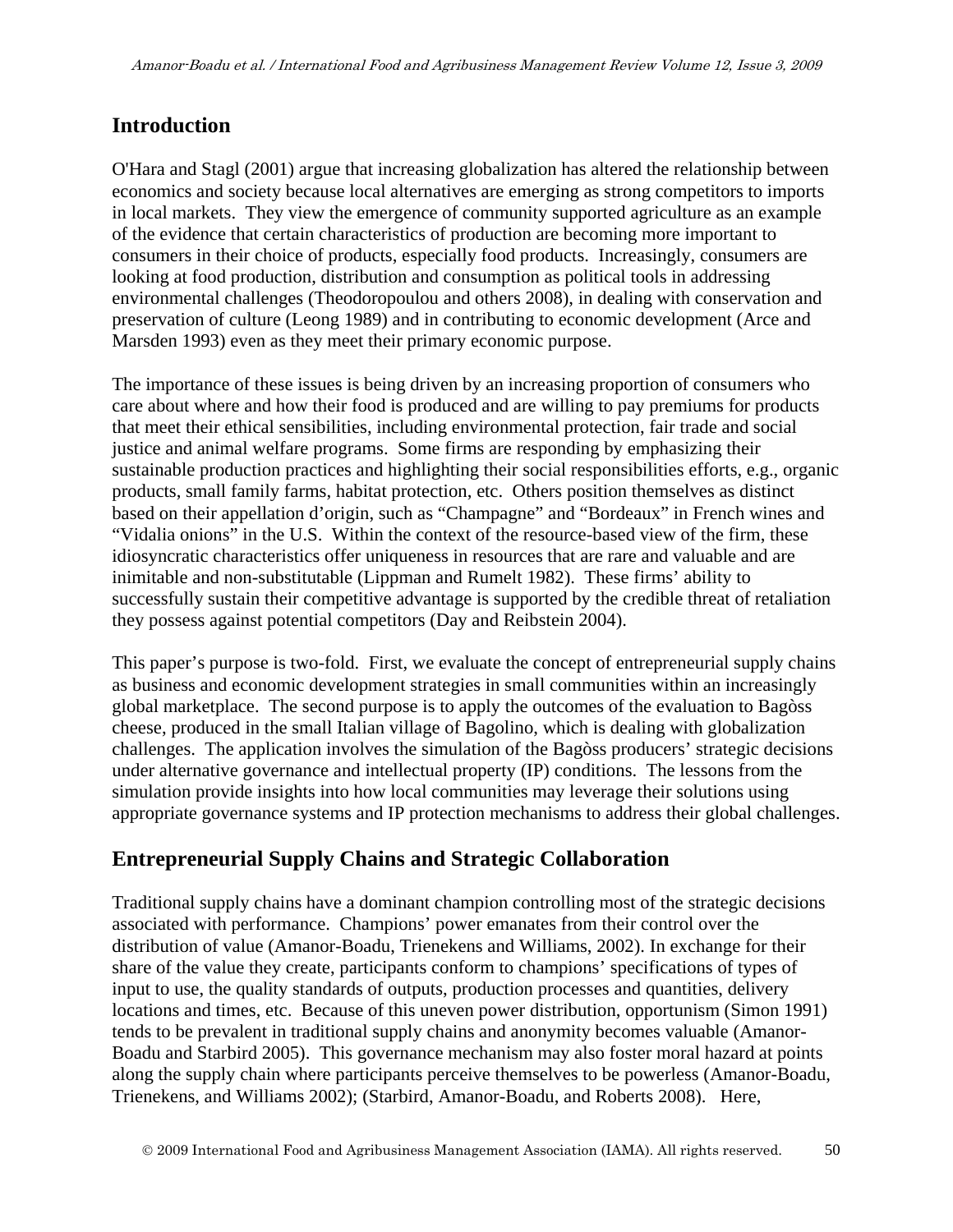## Introduction

O'Hara and Stagl (2001) argue that increasing globalization has altered the relationship between economics and society because local alternatives are emerging as strong competitors to imports in local markets. They view the emergence of community supported agriculture as an example of the evidence that certain characteristics of production are becoming more important to consumers in their choice of products, especially food products. Increasingly, consumers are looking at food production, distribution and consumption as political tools in addressing environmental challenges (Theodoropoulou and others 2008), in dealing with conservation and preservation of culture (Leong 1989) and in contributing to economic development (Arce and Marsden 1993) even as they meet their primary economic purpose.

The importance of these issues is being driven by an increasing proportion of consumers who care about where and how their food is produced and are willing to pay premiums for products that meet their ethical sensibilities, including environmental protection, fair trade and social justice and animal welfare programs. Some firms are responding by emphasizing their sustainable production practices and highlighting their social responsibilities efforts, e.g., organic products, small family farms, habitat protection, etc. Others position themselves as distinct based on their appellation d'origin, such as "Champagne" and "Bordeaux" in French wines and "Vidalia onions" in the U.S. Within the context of the resource-based view of the firm, these idiosyncratic characteristics offer uniqueness in resources that are rare and valuable and are inimitable and non-substitutable (Lippman and Rumelt 1982). These firms' ability to successfully sustain their competitive advantage is supported by the credible threat of retaliation they possess against potential competitors (Day and Reibstein 2004).

This paper's purpose is two-fold. First, we evaluate the concept of entrepreneurial supply chains as business and economic development strategies in small communities within an increasingly global marketplace. The second purpose is to apply the outcomes of the evaluation to Bagòss cheese, produced in the small Italian village of Bagolino, which is dealing with globalization challenges. The application involves the simulation of the Bagòss producers' strategic decisions under alternative governance and intellectual property (IP) conditions. The lessons from the simulation provide insights into how local communities may leverage their solutions using appropriate governance systems and IP protection mechanisms to address their global challenges.

## Entrepreneurial Supply Chains and Strategic Collaboration

Traditional supply chains have a dominant champion controlling most of the strategic decisions associated with performance. Champions' power emanates from their control over the distribution of value (Amanor-Boadu, Trienekens and Williams, 2002). In exchange for their share of the value they create, participants conform to champions' specifications of types of input to use, the quality standards of outputs, production processes and quantities, delivery locations and times, etc. Because of this uneven power distribution, opportunism (Simon 1991) tends to be prevalent in traditional supply chains and anonymity becomes valuable (Amanor-Boadu and Starbird 2005). This governance mechanism may also foster moral hazard at points along the supply chain where participants perceive themselves to be powerless (Amanor-Boadu, Trienekens, and Williams 2002); (Starbird, Amanor-Boadu, and Roberts 2008). Here,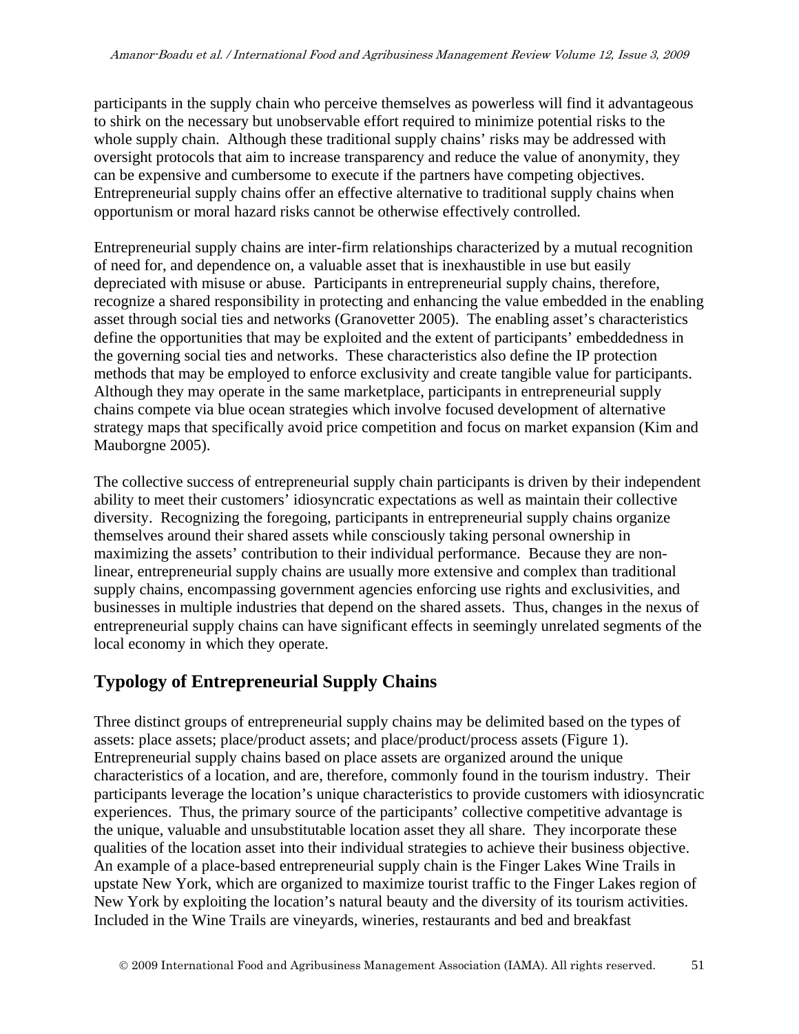participants in the supply chain who perceive themselves as powerless will find it advantageous to shirk on the necessary but unobservable effort required to minimize potential risks to the whole supply chain. Although these traditional supply chains' risks may be addressed with oversight protocols that aim to increase transparency and reduce the value of anonymity, they can be expensive and cumbersome to execute if the partners have competing objectives. Entrepreneurial supply chains offer an effective alternative to traditional supply chains when opportunism or moral hazard risks cannot be otherwise effectively controlled.

Entrepreneurial supply chains are inter-firm relationships characterized by a mutual recognition of need for, and dependence on, a valuable asset that is inexhaustible in use but easily depreciated with misuse or abuse. Participants in entrepreneurial supply chains, therefore, recognize a shared responsibility in protecting and enhancing the value embedded in the enabling asset through social ties and networks (Granovetter 2005). The enabling asset's characteristics define the opportunities that may be exploited and the extent of participants' embeddedness in the governing social ties and networks. These characteristics also define the IP protection methods that may be employed to enforce exclusivity and create tangible value for participants. Although they may operate in the same marketplace, participants in entrepreneurial supply chains compete via blue ocean strategies which involve focused development of alternative strategy maps that specifically avoid price competition and focus on market expansion (Kim and Mauborgne 2005).

The collective success of entrepreneurial supply chain participants is driven by their independent ability to meet their customers' idiosyncratic expectations as well as maintain their collective diversity. Recognizing the foregoing, participants in entrepreneurial supply chains organize themselves around their shared assets while consciously taking personal ownership in maximizing the assets' contribution to their individual performance. Because they are non-linear, entrepreneurial supply chains are usually more extensive and complex than traditional supply chains, encompassing government agencies enforcing use rights and exclusivities, and businesses in multiple industries that depend on the shared assets. Thus, changes in the nexus of entrepreneurial supply chains can have significant effects in seemingly unrelated segments of the local economy in which they operate.

## Typology of Entrepreneurial Supply Chains

Three distinct groups of entrepreneurial supply chains may be delimited based on the types of assets: place assets; place/product assets; and place/product/process assets (Figure 1). Entrepreneurial supply chains based on place assets are organized around the unique characteristics of a location, and are, therefore, commonly found in the tourism industry. Their participants leverage the location's unique characteristics to provide customers with idiosyncratic experiences. Thus, the primary source of the participants' collective competitive advantage is the unique, valuable and unsubstitutable location asset they all share. They incorporate these qualities of the location asset into their individual strategies to achieve their business objective. An example of a place-based entrepreneurial supply chain is the Finger Lakes Wine Trails in upstate New York, which are organized to maximize tourist traffic to the Finger Lakes region of New York by exploiting the location's natural beauty and the diversity of its tourism activities. Included in the Wine Trails are vineyards, wineries, restaurants and bed and breakfast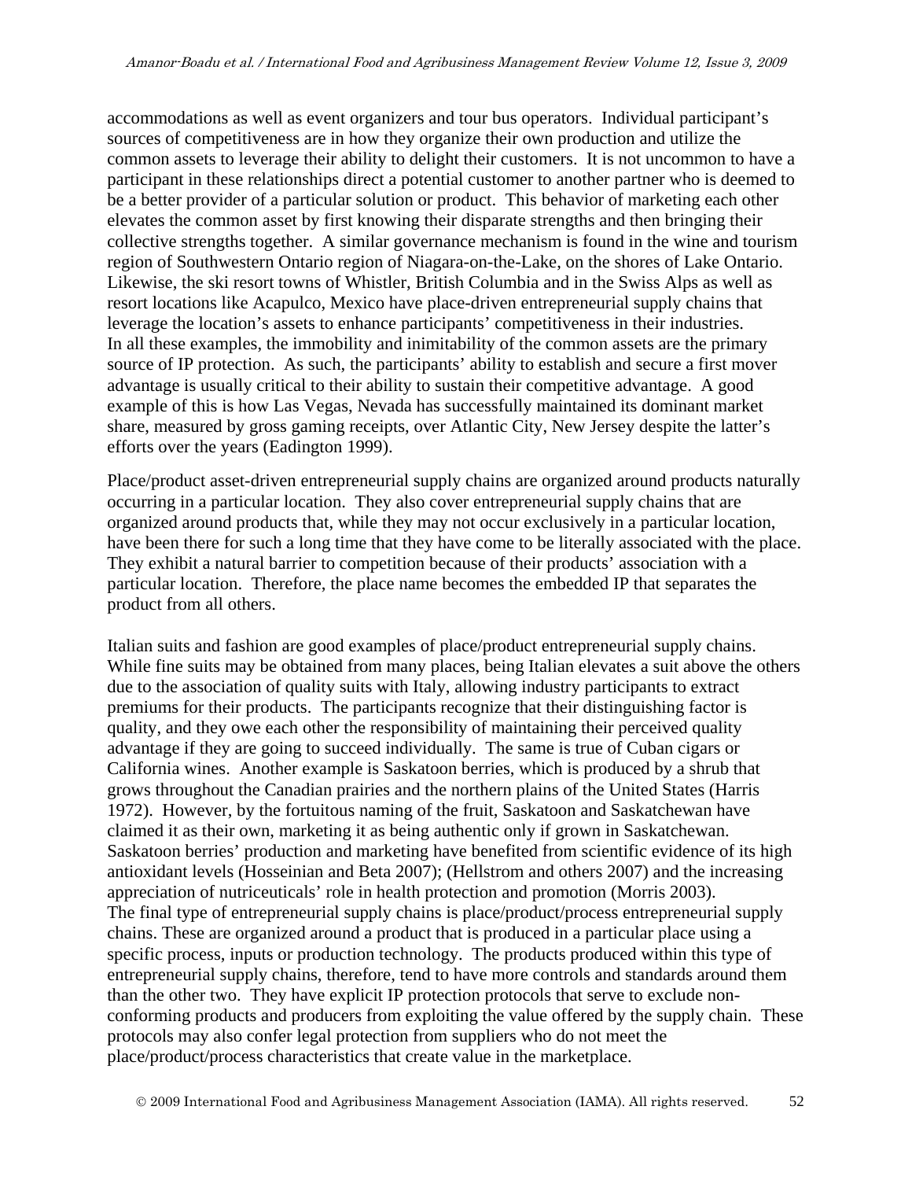accommodations as well as event organizers and tour bus operators. Individual participant's sources of competitiveness are in how they organize their own production and utilize the common assets to leverage their ability to delight their customers. It is not uncommon to have a participant in these relationships direct a potential customer to another partner who is deemed to be a better provider of a particular solution or product. This behavior of marketing each other elevates the common asset by first knowing their disparate strengths and then bringing their collective strengths together. A similar governance mechanism is found in the wine and tourism region of Southwestern Ontario region of Niagara-on-the-Lake, on the shores of Lake Ontario. Likewise, the ski resort towns of Whistler, British Columbia and in the Swiss Alps as well as resort locations like Acapulco, Mexico have place-driven entrepreneurial supply chains that leverage the location's assets to enhance participants' competitiveness in their industries. In all these examples, the immobility and inimitability of the common assets are the primary source of IP protection. As such, the participants' ability to establish and secure a first mover advantage is usually critical to their ability to sustain their competitive advantage. A good example of this is how Las Vegas, Nevada has successfully maintained its dominant market share, measured by gross gaming receipts, over Atlantic City, New Jersey despite the latter's efforts over the years (Eadington 1999).

Place/product asset-driven entrepreneurial supply chains are organized around products naturally occurring in a particular location. They also cover entrepreneurial supply chains that are organized around products that, while they may not occur exclusively in a particular location, have been there for such a long time that they have come to be literally associated with the place. They exhibit a natural barrier to competition because of their products' association with a particular location. Therefore, the place name becomes the embedded IP that separates the product from all others.

Italian suits and fashion are good examples of place/product entrepreneurial supply chains. While fine suits may be obtained from many places, being Italian elevates a suit above the others due to the association of quality suits with Italy, allowing industry participants to extract premiums for their products. The participants recognize that their distinguishing factor is quality, and they owe each other the responsibility of maintaining their perceived quality advantage if they are going to succeed individually. The same is true of Cuban cigars or California wines. Another example is Saskatoon berries, which is produced by a shrub that grows throughout the Canadian prairies and the northern plains of the United States (Harris 1972). However, by the fortuitous naming of the fruit, Saskatoon and Saskatchewan have claimed it as their own, marketing it as being authentic only if grown in Saskatchewan. Saskatoon berries' production and marketing have benefited from scientific evidence of its high antioxidant levels (Hosseinian and Beta 2007); (Hellstrom and others 2007) and the increasing appreciation of nutriceuticals' role in health protection and promotion (Morris 2003).
The final type of entrepreneurial supply chains is place/product/process entrepreneurial supply chains. These are organized around a product that is produced in a particular place using a specific process, inputs or production technology. The products produced within this type of entrepreneurial supply chains, therefore, tend to have more controls and standards around them than the other two. They have explicit IP protection protocols that serve to exclude non-conforming products and producers from exploiting the value offered by the supply chain. These protocols may also confer legal protection from suppliers who do not meet the place/product/process characteristics that create value in the marketplace.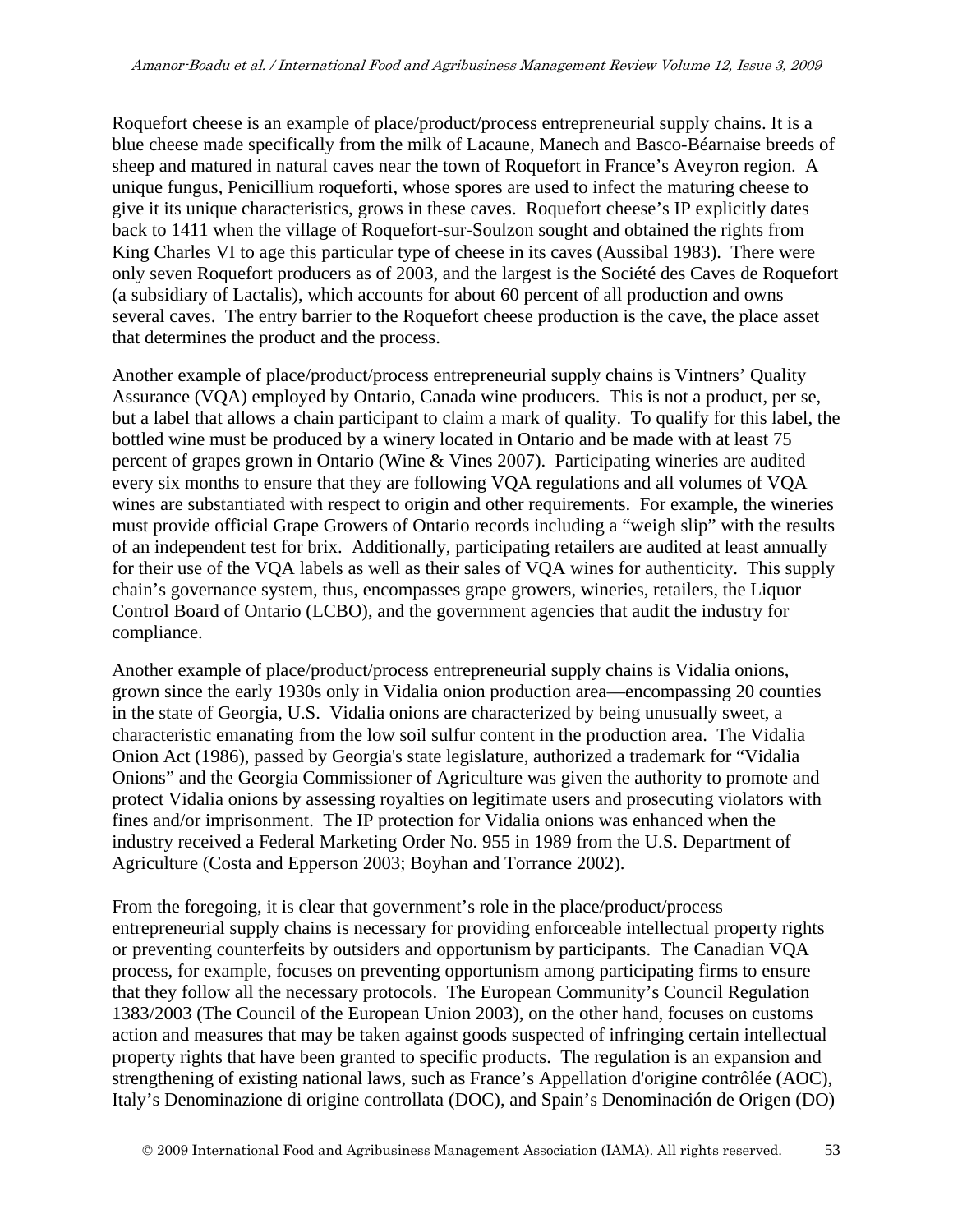Roquefort cheese is an example of place/product/process entrepreneurial supply chains. It is a blue cheese made specifically from the milk of Lacaune, Manech and Basco-Béarnaise breeds of sheep and matured in natural caves near the town of Roquefort in France's Aveyron region. A unique fungus, Penicillium roqueforti, whose spores are used to infect the maturing cheese to give it its unique characteristics, grows in these caves. Roquefort cheese's IP explicitly dates back to 1411 when the village of Roquefort-sur-Soulzon sought and obtained the rights from King Charles VI to age this particular type of cheese in its caves (Aussibal 1983). There were only seven Roquefort producers as of 2003, and the largest is the Société des Caves de Roquefort (a subsidiary of Lactalis), which accounts for about 60 percent of all production and owns several caves. The entry barrier to the Roquefort cheese production is the cave, the place asset that determines the product and the process.

Another example of place/product/process entrepreneurial supply chains is Vintners' Quality Assurance (VQA) employed by Ontario, Canada wine producers. This is not a product, per se, but a label that allows a chain participant to claim a mark of quality. To qualify for this label, the bottled wine must be produced by a winery located in Ontario and be made with at least 75 percent of grapes grown in Ontario (Wine & Vines 2007). Participating wineries are audited every six months to ensure that they are following VQA regulations and all volumes of VQA wines are substantiated with respect to origin and other requirements. For example, the wineries must provide official Grape Growers of Ontario records including a "weigh slip" with the results of an independent test for brix. Additionally, participating retailers are audited at least annually for their use of the VQA labels as well as their sales of VQA wines for authenticity. This supply chain's governance system, thus, encompasses grape growers, wineries, retailers, the Liquor Control Board of Ontario (LCBO), and the government agencies that audit the industry for compliance.

Another example of place/product/process entrepreneurial supply chains is Vidalia onions, grown since the early 1930s only in Vidalia onion production area—encompassing 20 counties in the state of Georgia, U.S. Vidalia onions are characterized by being unusually sweet, a characteristic emanating from the low soil sulfur content in the production area. The Vidalia Onion Act (1986), passed by Georgia's state legislature, authorized a trademark for "Vidalia Onions" and the Georgia Commissioner of Agriculture was given the authority to promote and protect Vidalia onions by assessing royalties on legitimate users and prosecuting violators with fines and/or imprisonment. The IP protection for Vidalia onions was enhanced when the industry received a Federal Marketing Order No. 955 in 1989 from the U.S. Department of Agriculture (Costa and Epperson 2003; Boyhan and Torrance 2002).

From the foregoing, it is clear that government's role in the place/product/process entrepreneurial supply chains is necessary for providing enforceable intellectual property rights or preventing counterfeits by outsiders and opportunism by participants. The Canadian VQA process, for example, focuses on preventing opportunism among participating firms to ensure that they follow all the necessary protocols. The European Community's Council Regulation 1383/2003 (The Council of the European Union 2003), on the other hand, focuses on customs action and measures that may be taken against goods suspected of infringing certain intellectual property rights that have been granted to specific products. The regulation is an expansion and strengthening of existing national laws, such as France's Appellation d'origine contrôlée (AOC), Italy's Denominazione di origine controllata (DOC), and Spain's Denominación de Origen (DO)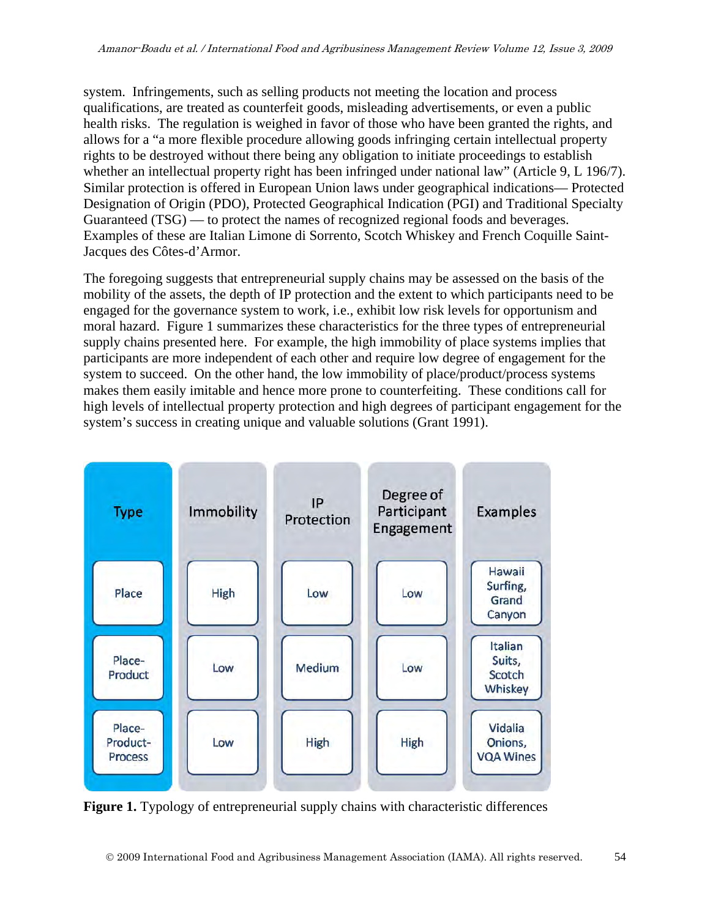system. Infringements, such as selling products not meeting the location and process qualifications, are treated as counterfeit goods, misleading advertisements, or even a public health risks. The regulation is weighed in favor of those who have been granted the rights, and allows for a "a more flexible procedure allowing goods infringing certain intellectual property rights to be destroyed without there being any obligation to initiate proceedings to establish whether an intellectual property right has been infringed under national law" (Article 9, L 196/7). Similar protection is offered in European Union laws under geographical indications— Protected Designation of Origin (PDO), Protected Geographical Indication (PGI) and Traditional Specialty Guaranteed (TSG) — to protect the names of recognized regional foods and beverages. Examples of these are Italian Limone di Sorrento, Scotch Whiskey and French Coquille Saint-Jacques des Côtes-d'Armor.

The foregoing suggests that entrepreneurial supply chains may be assessed on the basis of the mobility of the assets, the depth of IP protection and the extent to which participants need to be engaged for the governance system to work, i.e., exhibit low risk levels for opportunism and moral hazard. Figure 1 summarizes these characteristics for the three types of entrepreneurial supply chains presented here. For example, the high immobility of place systems implies that participants are more independent of each other and require low degree of engagement for the system to succeed. On the other hand, the low immobility of place/product/process systems makes them easily imitable and hence more prone to counterfeiting. These conditions call for high levels of intellectual property protection and high degrees of participant engagement for the system's success in creating unique and valuable solutions (Grant 1991).

| Type | Immobility | IP Protection | Degree of Participant Engagement | Examples |
|---|---|---|---|---|
| Place | High | Low | Low | Hawaii Surfing, Grand Canyon |
| Place-Product | Low | Medium | Low | Italian Suits, Scotch Whiskey |
| Place-Product-Process | Low | High | High | Vidalia Onions, VQA Wines |

**Figure 1.** Typology of entrepreneurial supply chains with characteristic differences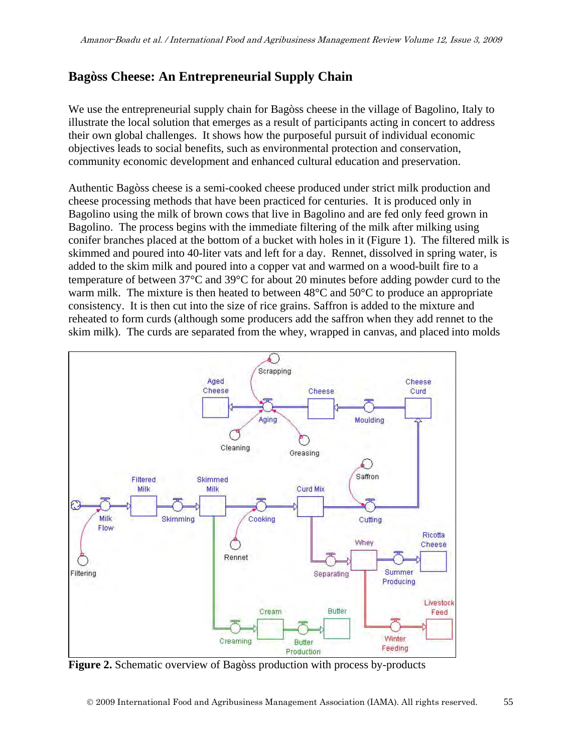## Bagòss Cheese: An Entrepreneurial Supply Chain

We use the entrepreneurial supply chain for Bagòss cheese in the village of Bagolino, Italy to illustrate the local solution that emerges as a result of participants acting in concert to address their own global challenges. It shows how the purposeful pursuit of individual economic objectives leads to social benefits, such as environmental protection and conservation, community economic development and enhanced cultural education and preservation.

Authentic Bagòss cheese is a semi-cooked cheese produced under strict milk production and cheese processing methods that have been practiced for centuries. It is produced only in Bagolino using the milk of brown cows that live in Bagolino and are fed only feed grown in Bagolino. The process begins with the immediate filtering of the milk after milking using conifer branches placed at the bottom of a bucket with holes in it (Figure 1). The filtered milk is skimmed and poured into 40-liter vats and left for a day. Rennet, dissolved in spring water, is added to the skim milk and poured into a copper vat and warmed on a wood-built fire to a temperature of between 37°C and 39°C for about 20 minutes before adding powder curd to the warm milk. The mixture is then heated to between 48°C and 50°C to produce an appropriate consistency. It is then cut into the size of rice grains. Saffron is added to the mixture and reheated to form curds (although some producers add the saffron when they add rennet to the skim milk). The curds are separated from the whey, wrapped in canvas, and placed into molds

**Figure 2.** Schematic overview of Bagòss production with process by-products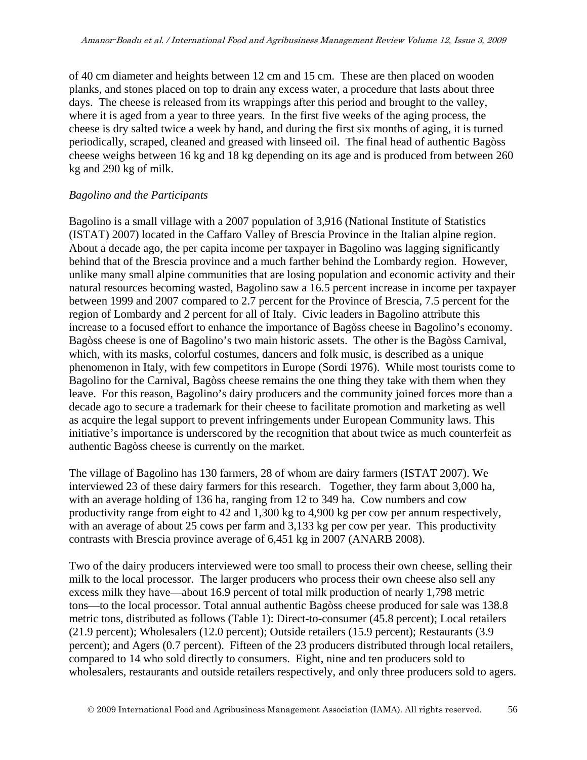of 40 cm diameter and heights between 12 cm and 15 cm. These are then placed on wooden planks, and stones placed on top to drain any excess water, a procedure that lasts about three days. The cheese is released from its wrappings after this period and brought to the valley, where it is aged from a year to three years. In the first five weeks of the aging process, the cheese is dry salted twice a week by hand, and during the first six months of aging, it is turned periodically, scraped, cleaned and greased with linseed oil. The final head of authentic Bagòss cheese weighs between 16 kg and 18 kg depending on its age and is produced from between 260 kg and 290 kg of milk.

*Bagolino and the Participants*

Bagolino is a small village with a 2007 population of 3,916 (National Institute of Statistics (ISTAT) 2007) located in the Caffaro Valley of Brescia Province in the Italian alpine region. About a decade ago, the per capita income per taxpayer in Bagolino was lagging significantly behind that of the Brescia province and a much farther behind the Lombardy region. However, unlike many small alpine communities that are losing population and economic activity and their natural resources becoming wasted, Bagolino saw a 16.5 percent increase in income per taxpayer between 1999 and 2007 compared to 2.7 percent for the Province of Brescia, 7.5 percent for the region of Lombardy and 2 percent for all of Italy. Civic leaders in Bagolino attribute this increase to a focused effort to enhance the importance of Bagòss cheese in Bagolino's economy. Bagòss cheese is one of Bagolino's two main historic assets. The other is the Bagòss Carnival, which, with its masks, colorful costumes, dancers and folk music, is described as a unique phenomenon in Italy, with few competitors in Europe (Sordi 1976). While most tourists come to Bagolino for the Carnival, Bagòss cheese remains the one thing they take with them when they leave. For this reason, Bagolino's dairy producers and the community joined forces more than a decade ago to secure a trademark for their cheese to facilitate promotion and marketing as well as acquire the legal support to prevent infringements under European Community laws. This initiative's importance is underscored by the recognition that about twice as much counterfeit as authentic Bagòss cheese is currently on the market.

The village of Bagolino has 130 farmers, 28 of whom are dairy farmers (ISTAT 2007). We interviewed 23 of these dairy farmers for this research. Together, they farm about 3,000 ha, with an average holding of 136 ha, ranging from 12 to 349 ha. Cow numbers and cow productivity range from eight to 42 and 1,300 kg to 4,900 kg per cow per annum respectively, with an average of about 25 cows per farm and 3,133 kg per cow per year. This productivity contrasts with Brescia province average of 6,451 kg in 2007 (ANARB 2008).

Two of the dairy producers interviewed were too small to process their own cheese, selling their milk to the local processor. The larger producers who process their own cheese also sell any excess milk they have—about 16.9 percent of total milk production of nearly 1,798 metric tons—to the local processor. Total annual authentic Bagòss cheese produced for sale was 138.8 metric tons, distributed as follows (Table 1): Direct-to-consumer (45.8 percent); Local retailers (21.9 percent); Wholesalers (12.0 percent); Outside retailers (15.9 percent); Restaurants (3.9 percent); and Agers (0.7 percent). Fifteen of the 23 producers distributed through local retailers, compared to 14 who sold directly to consumers. Eight, nine and ten producers sold to wholesalers, restaurants and outside retailers respectively, and only three producers sold to agers.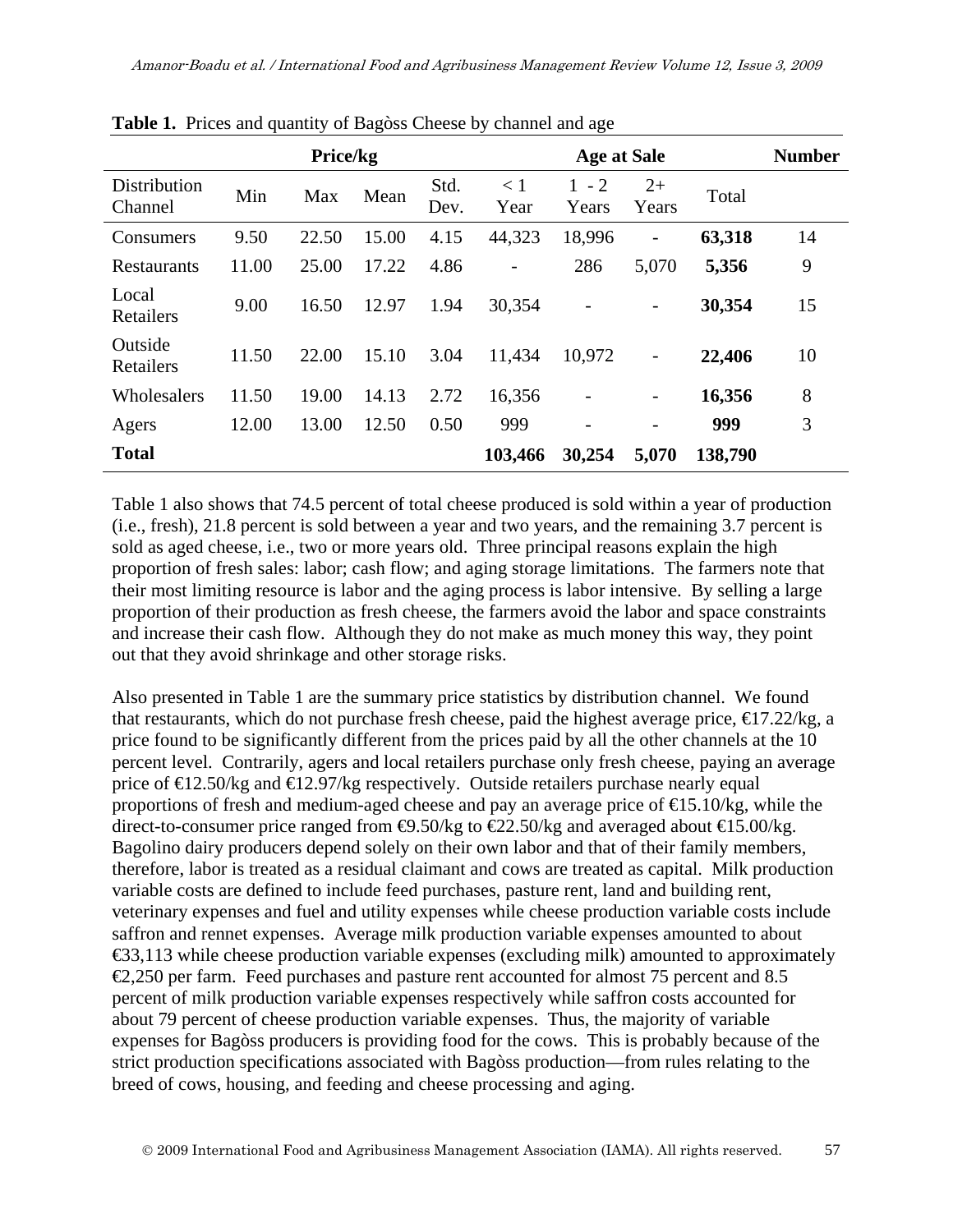**Table 1.** Prices and quantity of Bagòss Cheese by channel and age

| | Price/kg | | | | Age at Sale | | | | Number |
|---|---|---|---|---|---|---|---|---|---|
| Distribution Channel | Min | Max | Mean | Std. Dev. | < 1 Year | 1 - 2 Years | 2+ Years | Total | |
| Consumers | 9.50 | 22.50 | 15.00 | 4.15 | 44,323 | 18,996 | - | **63,318** | 14 |
| Restaurants | 11.00 | 25.00 | 17.22 | 4.86 | - | 286 | 5,070 | **5,356** | 9 |
| Local Retailers | 9.00 | 16.50 | 12.97 | 1.94 | 30,354 | - | - | **30,354** | 15 |
| Outside Retailers | 11.50 | 22.00 | 15.10 | 3.04 | 11,434 | 10,972 | - | **22,406** | 10 |
| Wholesalers | 11.50 | 19.00 | 14.13 | 2.72 | 16,356 | - | - | **16,356** | 8 |
| Agers | 12.00 | 13.00 | 12.50 | 0.50 | 999 | - | - | **999** | 3 |
| **Total** | | | | | **103,466** | **30,254** | **5,070** | **138,790** | |

Table 1 also shows that 74.5 percent of total cheese produced is sold within a year of production (i.e., fresh), 21.8 percent is sold between a year and two years, and the remaining 3.7 percent is sold as aged cheese, i.e., two or more years old. Three principal reasons explain the high proportion of fresh sales: labor; cash flow; and aging storage limitations. The farmers note that their most limiting resource is labor and the aging process is labor intensive. By selling a large proportion of their production as fresh cheese, the farmers avoid the labor and space constraints and increase their cash flow. Although they do not make as much money this way, they point out that they avoid shrinkage and other storage risks.

Also presented in Table 1 are the summary price statistics by distribution channel. We found that restaurants, which do not purchase fresh cheese, paid the highest average price, €17.22/kg, a price found to be significantly different from the prices paid by all the other channels at the 10 percent level. Contrarily, agers and local retailers purchase only fresh cheese, paying an average price of €12.50/kg and €12.97/kg respectively. Outside retailers purchase nearly equal proportions of fresh and medium-aged cheese and pay an average price of €15.10/kg, while the direct-to-consumer price ranged from €9.50/kg to €22.50/kg and averaged about €15.00/kg. Bagolino dairy producers depend solely on their own labor and that of their family members, therefore, labor is treated as a residual claimant and cows are treated as capital. Milk production variable costs are defined to include feed purchases, pasture rent, land and building rent, veterinary expenses and fuel and utility expenses while cheese production variable costs include saffron and rennet expenses. Average milk production variable expenses amounted to about €33,113 while cheese production variable expenses (excluding milk) amounted to approximately €2,250 per farm. Feed purchases and pasture rent accounted for almost 75 percent and 8.5 percent of milk production variable expenses respectively while saffron costs accounted for about 79 percent of cheese production variable expenses. Thus, the majority of variable expenses for Bagòss producers is providing food for the cows. This is probably because of the strict production specifications associated with Bagòss production—from rules relating to the breed of cows, housing, and feeding and cheese processing and aging.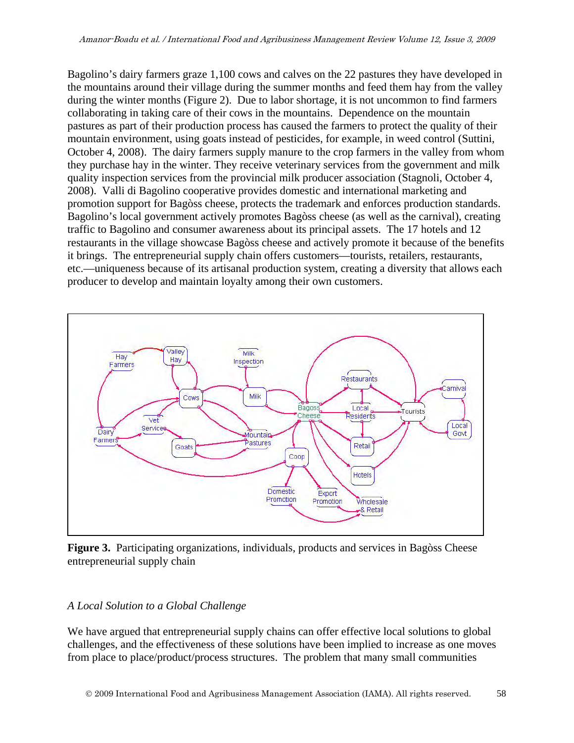Bagolino's dairy farmers graze 1,100 cows and calves on the 22 pastures they have developed in the mountains around their village during the summer months and feed them hay from the valley during the winter months (Figure 2). Due to labor shortage, it is not uncommon to find farmers collaborating in taking care of their cows in the mountains. Dependence on the mountain pastures as part of their production process has caused the farmers to protect the quality of their mountain environment, using goats instead of pesticides, for example, in weed control (Suttini, October 4, 2008). The dairy farmers supply manure to the crop farmers in the valley from whom they purchase hay in the winter. They receive veterinary services from the government and milk quality inspection services from the provincial milk producer association (Stagnoli, October 4, 2008). Valli di Bagolino cooperative provides domestic and international marketing and promotion support for Bagòss cheese, protects the trademark and enforces production standards. Bagolino's local government actively promotes Bagòss cheese (as well as the carnival), creating traffic to Bagolino and consumer awareness about its principal assets. The 17 hotels and 12 restaurants in the village showcase Bagòss cheese and actively promote it because of the benefits it brings. The entrepreneurial supply chain offers customers—tourists, retailers, restaurants, etc.—uniqueness because of its artisanal production system, creating a diversity that allows each producer to develop and maintain loyalty among their own customers.

**Figure 3.** Participating organizations, individuals, products and services in Bagòss Cheese entrepreneurial supply chain

*A Local Solution to a Global Challenge*

We have argued that entrepreneurial supply chains can offer effective local solutions to global challenges, and the effectiveness of these solutions have been implied to increase as one moves from place to place/product/process structures. The problem that many small communities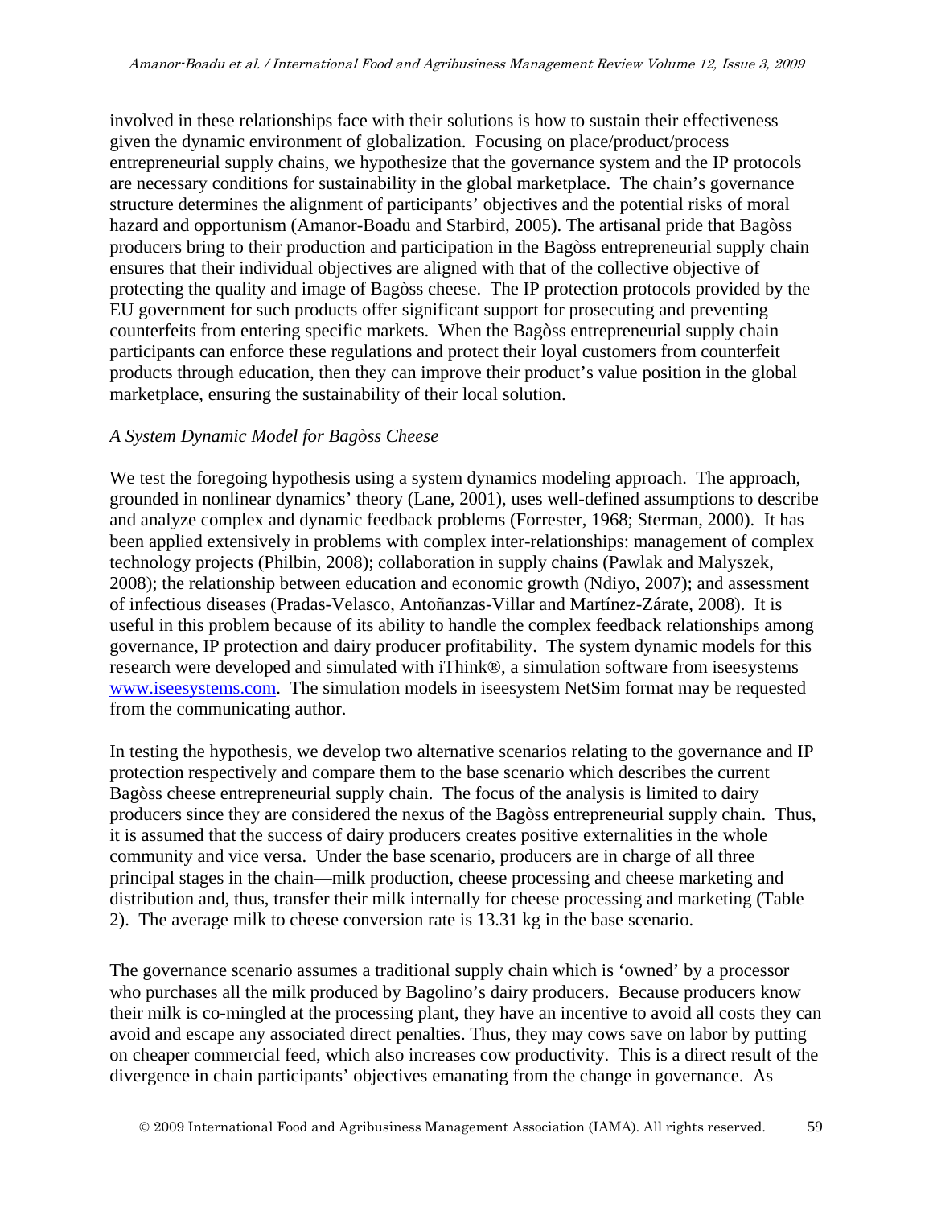involved in these relationships face with their solutions is how to sustain their effectiveness given the dynamic environment of globalization. Focusing on place/product/process entrepreneurial supply chains, we hypothesize that the governance system and the IP protocols are necessary conditions for sustainability in the global marketplace. The chain's governance structure determines the alignment of participants' objectives and the potential risks of moral hazard and opportunism (Amanor-Boadu and Starbird, 2005). The artisanal pride that Bagòss producers bring to their production and participation in the Bagòss entrepreneurial supply chain ensures that their individual objectives are aligned with that of the collective objective of protecting the quality and image of Bagòss cheese. The IP protection protocols provided by the EU government for such products offer significant support for prosecuting and preventing counterfeits from entering specific markets. When the Bagòss entrepreneurial supply chain participants can enforce these regulations and protect their loyal customers from counterfeit products through education, then they can improve their product's value position in the global marketplace, ensuring the sustainability of their local solution.

*A System Dynamic Model for Bagòss Cheese*

We test the foregoing hypothesis using a system dynamics modeling approach. The approach, grounded in nonlinear dynamics' theory (Lane, 2001), uses well-defined assumptions to describe and analyze complex and dynamic feedback problems (Forrester, 1968; Sterman, 2000). It has been applied extensively in problems with complex inter-relationships: management of complex technology projects (Philbin, 2008); collaboration in supply chains (Pawlak and Malyszek, 2008); the relationship between education and economic growth (Ndiyo, 2007); and assessment of infectious diseases (Pradas-Velasco, Antoñanzas-Villar and Martínez-Zárate, 2008). It is useful in this problem because of its ability to handle the complex feedback relationships among governance, IP protection and dairy producer profitability. The system dynamic models for this research were developed and simulated with iThink®, a simulation software from iseesystems www.iseesystems.com. The simulation models in iseesystem NetSim format may be requested from the communicating author.

In testing the hypothesis, we develop two alternative scenarios relating to the governance and IP protection respectively and compare them to the base scenario which describes the current Bagòss cheese entrepreneurial supply chain. The focus of the analysis is limited to dairy producers since they are considered the nexus of the Bagòss entrepreneurial supply chain. Thus, it is assumed that the success of dairy producers creates positive externalities in the whole community and vice versa. Under the base scenario, producers are in charge of all three principal stages in the chain—milk production, cheese processing and cheese marketing and distribution and, thus, transfer their milk internally for cheese processing and marketing (Table 2). The average milk to cheese conversion rate is 13.31 kg in the base scenario.

The governance scenario assumes a traditional supply chain which is 'owned' by a processor who purchases all the milk produced by Bagolino's dairy producers. Because producers know their milk is co-mingled at the processing plant, they have an incentive to avoid all costs they can avoid and escape any associated direct penalties. Thus, they may cows save on labor by putting on cheaper commercial feed, which also increases cow productivity. This is a direct result of the divergence in chain participants' objectives emanating from the change in governance. As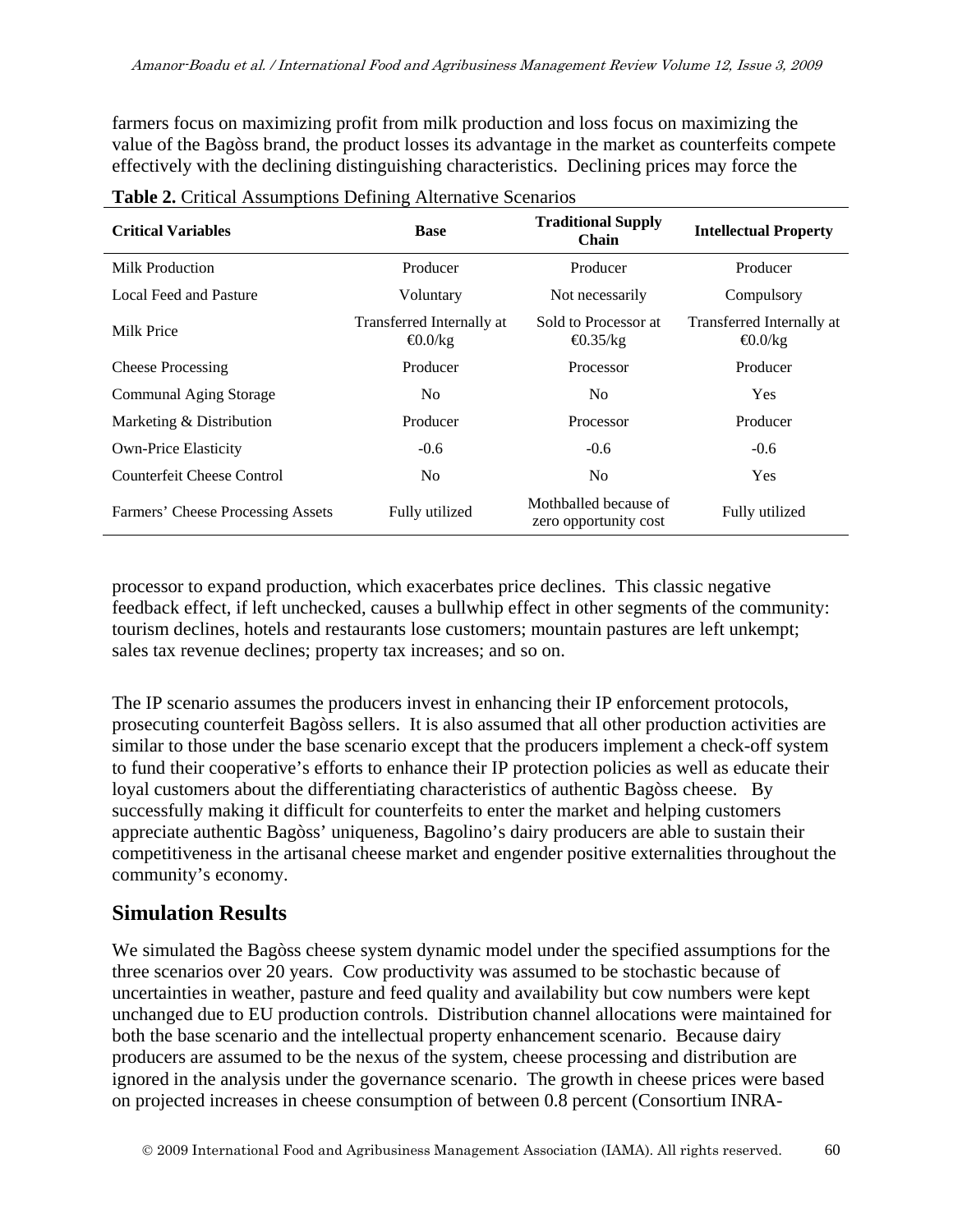farmers focus on maximizing profit from milk production and loss focus on maximizing the value of the Bagòss brand, the product losses its advantage in the market as counterfeits compete effectively with the declining distinguishing characteristics. Declining prices may force the

**Table 2.** Critical Assumptions Defining Alternative Scenarios

| Critical Variables | Base | Traditional Supply Chain | Intellectual Property |
|---|---|---|---|
| Milk Production | Producer | Producer | Producer |
| Local Feed and Pasture | Voluntary | Not necessarily | Compulsory |
| Milk Price | Transferred Internally at €0.0/kg | Sold to Processor at €0.35/kg | Transferred Internally at €0.0/kg |
| Cheese Processing | Producer | Processor | Producer |
| Communal Aging Storage | No | No | Yes |
| Marketing & Distribution | Producer | Processor | Producer |
| Own-Price Elasticity | -0.6 | -0.6 | -0.6 |
| Counterfeit Cheese Control | No | No | Yes |
| Farmers' Cheese Processing Assets | Fully utilized | Mothballed because of zero opportunity cost | Fully utilized |

processor to expand production, which exacerbates price declines. This classic negative feedback effect, if left unchecked, causes a bullwhip effect in other segments of the community: tourism declines, hotels and restaurants lose customers; mountain pastures are left unkempt; sales tax revenue declines; property tax increases; and so on.

The IP scenario assumes the producers invest in enhancing their IP enforcement protocols, prosecuting counterfeit Bagòss sellers. It is also assumed that all other production activities are similar to those under the base scenario except that the producers implement a check-off system to fund their cooperative's efforts to enhance their IP protection policies as well as educate their loyal customers about the differentiating characteristics of authentic Bagòss cheese. By successfully making it difficult for counterfeits to enter the market and helping customers appreciate authentic Bagòss' uniqueness, Bagolino's dairy producers are able to sustain their competitiveness in the artisanal cheese market and engender positive externalities throughout the community's economy.

## Simulation Results

We simulated the Bagòss cheese system dynamic model under the specified assumptions for the three scenarios over 20 years. Cow productivity was assumed to be stochastic because of uncertainties in weather, pasture and feed quality and availability but cow numbers were kept unchanged due to EU production controls. Distribution channel allocations were maintained for both the base scenario and the intellectual property enhancement scenario. Because dairy producers are assumed to be the nexus of the system, cheese processing and distribution are ignored in the analysis under the governance scenario. The growth in cheese prices were based on projected increases in cheese consumption of between 0.8 percent (Consortium INRA-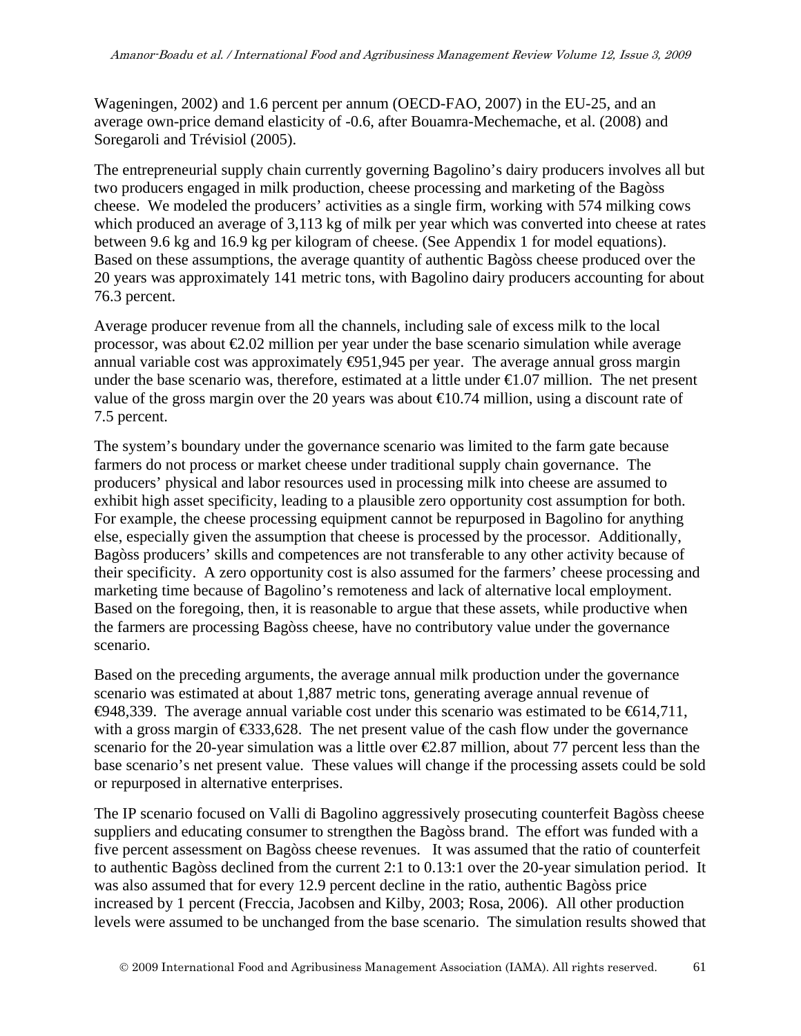Wageningen, 2002) and 1.6 percent per annum (OECD-FAO, 2007) in the EU-25, and an average own-price demand elasticity of -0.6, after Bouamra-Mechemache, et al. (2008) and Soregaroli and Trévisiol (2005).

The entrepreneurial supply chain currently governing Bagolino's dairy producers involves all but two producers engaged in milk production, cheese processing and marketing of the Bagòss cheese. We modeled the producers' activities as a single firm, working with 574 milking cows which produced an average of 3,113 kg of milk per year which was converted into cheese at rates between 9.6 kg and 16.9 kg per kilogram of cheese. (See Appendix 1 for model equations). Based on these assumptions, the average quantity of authentic Bagòss cheese produced over the 20 years was approximately 141 metric tons, with Bagolino dairy producers accounting for about 76.3 percent.

Average producer revenue from all the channels, including sale of excess milk to the local processor, was about €2.02 million per year under the base scenario simulation while average annual variable cost was approximately €951,945 per year. The average annual gross margin under the base scenario was, therefore, estimated at a little under €1.07 million. The net present value of the gross margin over the 20 years was about €10.74 million, using a discount rate of 7.5 percent.

The system's boundary under the governance scenario was limited to the farm gate because farmers do not process or market cheese under traditional supply chain governance. The producers' physical and labor resources used in processing milk into cheese are assumed to exhibit high asset specificity, leading to a plausible zero opportunity cost assumption for both. For example, the cheese processing equipment cannot be repurposed in Bagolino for anything else, especially given the assumption that cheese is processed by the processor. Additionally, Bagòss producers' skills and competences are not transferable to any other activity because of their specificity. A zero opportunity cost is also assumed for the farmers' cheese processing and marketing time because of Bagolino's remoteness and lack of alternative local employment. Based on the foregoing, then, it is reasonable to argue that these assets, while productive when the farmers are processing Bagòss cheese, have no contributory value under the governance scenario.

Based on the preceding arguments, the average annual milk production under the governance scenario was estimated at about 1,887 metric tons, generating average annual revenue of €948,339. The average annual variable cost under this scenario was estimated to be €614,711, with a gross margin of €333,628. The net present value of the cash flow under the governance scenario for the 20-year simulation was a little over €2.87 million, about 77 percent less than the base scenario's net present value. These values will change if the processing assets could be sold or repurposed in alternative enterprises.

The IP scenario focused on Valli di Bagolino aggressively prosecuting counterfeit Bagòss cheese suppliers and educating consumer to strengthen the Bagòss brand. The effort was funded with a five percent assessment on Bagòss cheese revenues. It was assumed that the ratio of counterfeit to authentic Bagòss declined from the current 2:1 to 0.13:1 over the 20-year simulation period. It was also assumed that for every 12.9 percent decline in the ratio, authentic Bagòss price increased by 1 percent (Freccia, Jacobsen and Kilby, 2003; Rosa, 2006). All other production levels were assumed to be unchanged from the base scenario. The simulation results showed that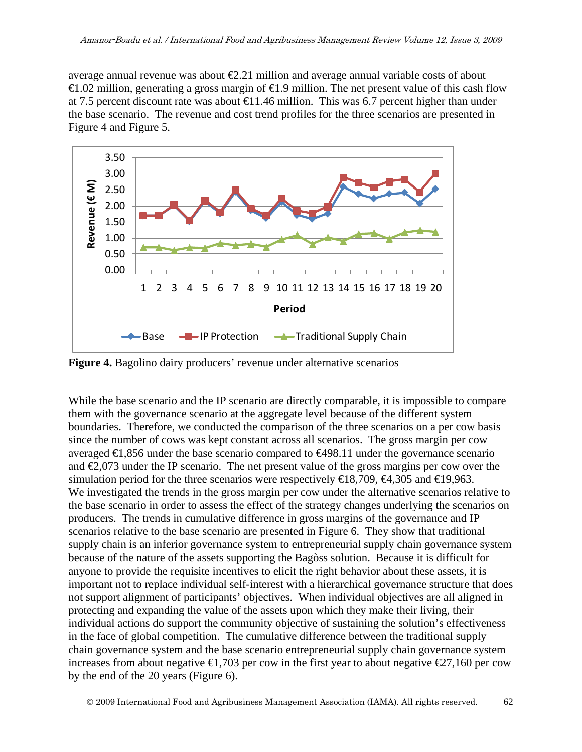average annual revenue was about €2.21 million and average annual variable costs of about €1.02 million, generating a gross margin of €1.9 million. The net present value of this cash flow at 7.5 percent discount rate was about €11.46 million. This was 6.7 percent higher than under the base scenario. The revenue and cost trend profiles for the three scenarios are presented in Figure 4 and Figure 5.

**Figure 4.** Bagolino dairy producers' revenue under alternative scenarios

While the base scenario and the IP scenario are directly comparable, it is impossible to compare them with the governance scenario at the aggregate level because of the different system boundaries. Therefore, we conducted the comparison of the three scenarios on a per cow basis since the number of cows was kept constant across all scenarios. The gross margin per cow averaged €1,856 under the base scenario compared to €498.11 under the governance scenario and €2,073 under the IP scenario. The net present value of the gross margins per cow over the simulation period for the three scenarios were respectively €18,709, €4,305 and €19,963. We investigated the trends in the gross margin per cow under the alternative scenarios relative to the base scenario in order to assess the effect of the strategy changes underlying the scenarios on producers. The trends in cumulative difference in gross margins of the governance and IP scenarios relative to the base scenario are presented in Figure 6. They show that traditional supply chain is an inferior governance system to entrepreneurial supply chain governance system because of the nature of the assets supporting the Bagòss solution. Because it is difficult for anyone to provide the requisite incentives to elicit the right behavior about these assets, it is important not to replace individual self-interest with a hierarchical governance structure that does not support alignment of participants' objectives. When individual objectives are all aligned in protecting and expanding the value of the assets upon which they make their living, their individual actions do support the community objective of sustaining the solution's effectiveness in the face of global competition. The cumulative difference between the traditional supply chain governance system and the base scenario entrepreneurial supply chain governance system increases from about negative €1,703 per cow in the first year to about negative €27,160 per cow by the end of the 20 years (Figure 6).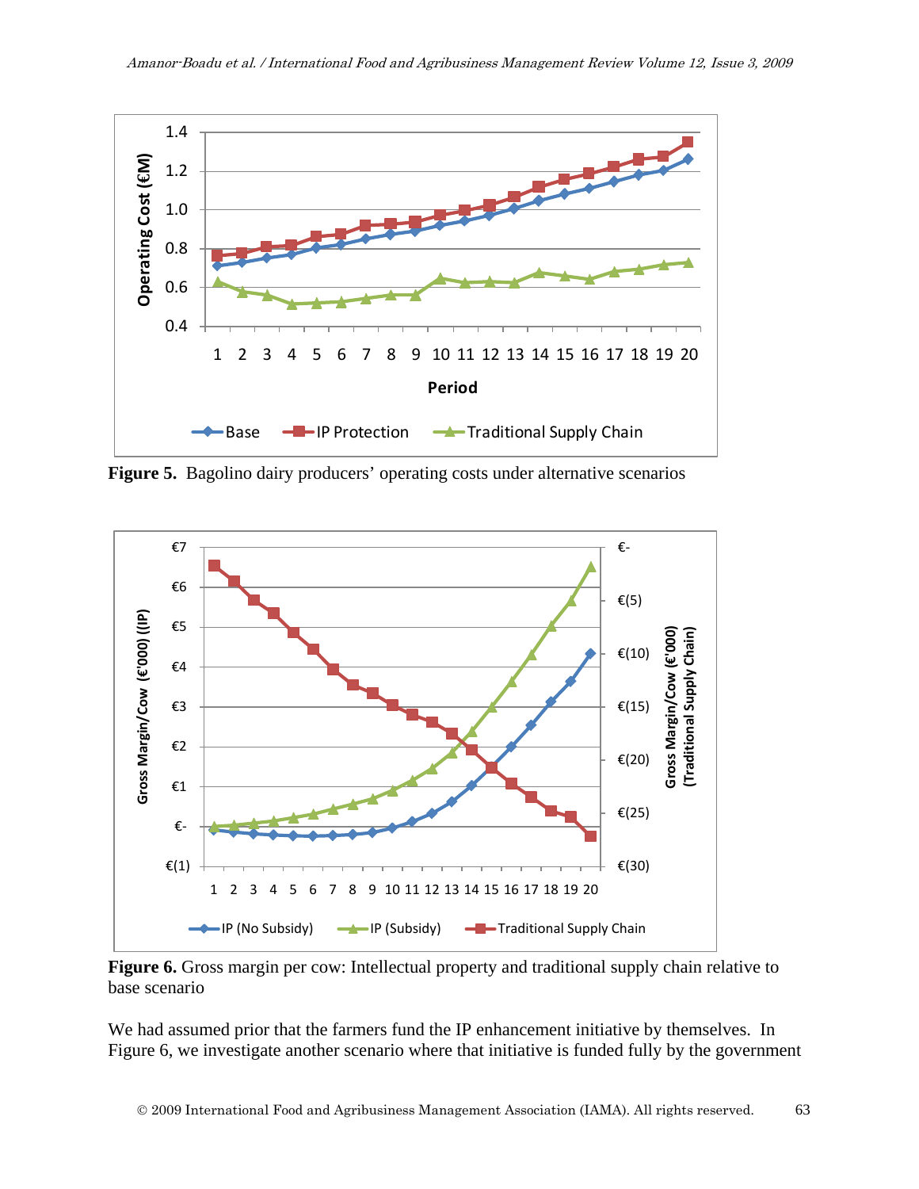**Figure 5.** Bagolino dairy producers' operating costs under alternative scenarios

**Figure 6.** Gross margin per cow: Intellectual property and traditional supply chain relative to base scenario

We had assumed prior that the farmers fund the IP enhancement initiative by themselves. In Figure 6, we investigate another scenario where that initiative is funded fully by the government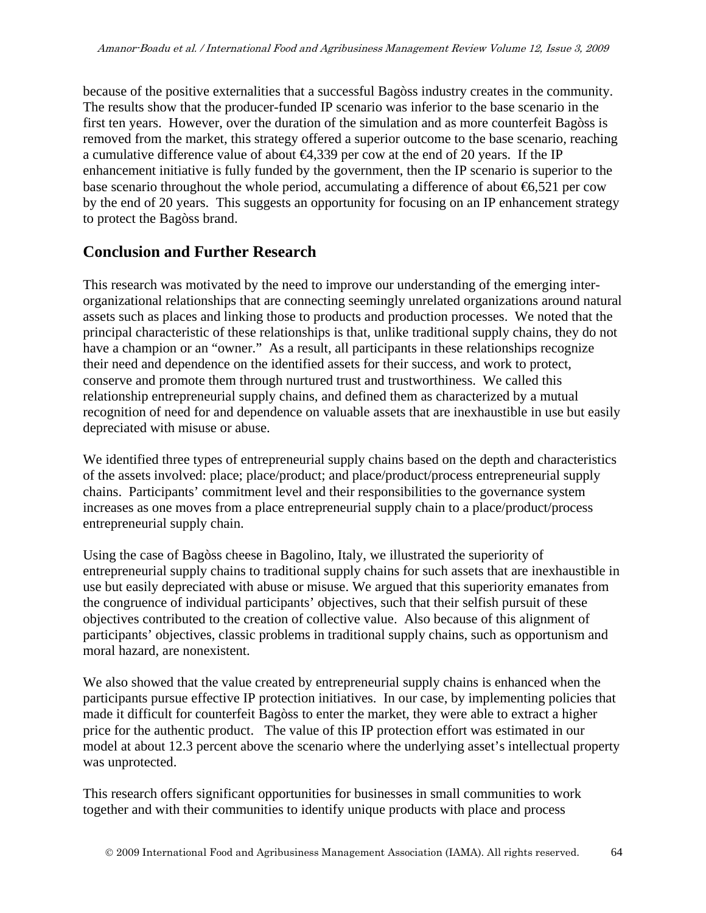because of the positive externalities that a successful Bagòss industry creates in the community. The results show that the producer-funded IP scenario was inferior to the base scenario in the first ten years. However, over the duration of the simulation and as more counterfeit Bagòss is removed from the market, this strategy offered a superior outcome to the base scenario, reaching a cumulative difference value of about €4,339 per cow at the end of 20 years. If the IP enhancement initiative is fully funded by the government, then the IP scenario is superior to the base scenario throughout the whole period, accumulating a difference of about €6,521 per cow by the end of 20 years. This suggests an opportunity for focusing on an IP enhancement strategy to protect the Bagòss brand.

## Conclusion and Further Research

This research was motivated by the need to improve our understanding of the emerging inter-organizational relationships that are connecting seemingly unrelated organizations around natural assets such as places and linking those to products and production processes. We noted that the principal characteristic of these relationships is that, unlike traditional supply chains, they do not have a champion or an "owner." As a result, all participants in these relationships recognize their need and dependence on the identified assets for their success, and work to protect, conserve and promote them through nurtured trust and trustworthiness. We called this relationship entrepreneurial supply chains, and defined them as characterized by a mutual recognition of need for and dependence on valuable assets that are inexhaustible in use but easily depreciated with misuse or abuse.

We identified three types of entrepreneurial supply chains based on the depth and characteristics of the assets involved: place; place/product; and place/product/process entrepreneurial supply chains. Participants' commitment level and their responsibilities to the governance system increases as one moves from a place entrepreneurial supply chain to a place/product/process entrepreneurial supply chain.

Using the case of Bagòss cheese in Bagolino, Italy, we illustrated the superiority of entrepreneurial supply chains to traditional supply chains for such assets that are inexhaustible in use but easily depreciated with abuse or misuse. We argued that this superiority emanates from the congruence of individual participants' objectives, such that their selfish pursuit of these objectives contributed to the creation of collective value. Also because of this alignment of participants' objectives, classic problems in traditional supply chains, such as opportunism and moral hazard, are nonexistent.

We also showed that the value created by entrepreneurial supply chains is enhanced when the participants pursue effective IP protection initiatives. In our case, by implementing policies that made it difficult for counterfeit Bagòss to enter the market, they were able to extract a higher price for the authentic product. The value of this IP protection effort was estimated in our model at about 12.3 percent above the scenario where the underlying asset's intellectual property was unprotected.

This research offers significant opportunities for businesses in small communities to work together and with their communities to identify unique products with place and process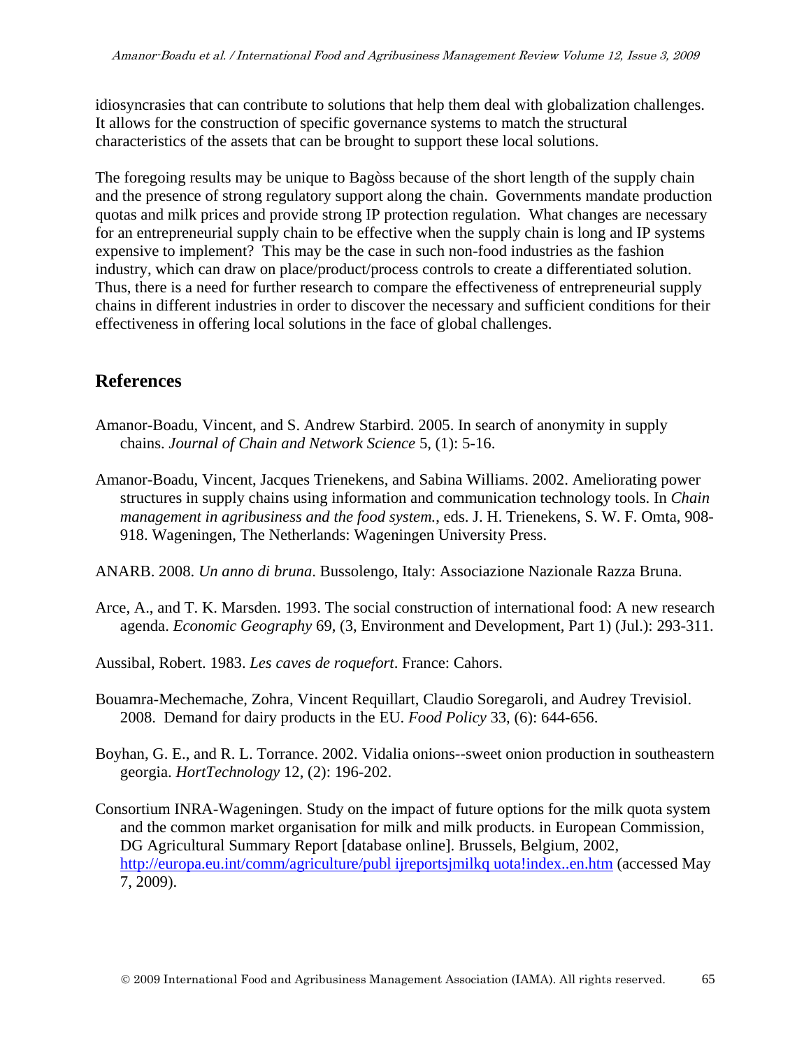idiosyncrasies that can contribute to solutions that help them deal with globalization challenges. It allows for the construction of specific governance systems to match the structural characteristics of the assets that can be brought to support these local solutions.

The foregoing results may be unique to Bagòss because of the short length of the supply chain and the presence of strong regulatory support along the chain. Governments mandate production quotas and milk prices and provide strong IP protection regulation. What changes are necessary for an entrepreneurial supply chain to be effective when the supply chain is long and IP systems expensive to implement? This may be the case in such non-food industries as the fashion industry, which can draw on place/product/process controls to create a differentiated solution. Thus, there is a need for further research to compare the effectiveness of entrepreneurial supply chains in different industries in order to discover the necessary and sufficient conditions for their effectiveness in offering local solutions in the face of global challenges.

## References

Amanor-Boadu, Vincent, and S. Andrew Starbird. 2005. In search of anonymity in supply chains. *Journal of Chain and Network Science* 5, (1): 5-16.

Amanor-Boadu, Vincent, Jacques Trienekens, and Sabina Williams. 2002. Ameliorating power structures in supply chains using information and communication technology tools. In *Chain management in agribusiness and the food system.*, eds. J. H. Trienekens, S. W. F. Omta, 908-918. Wageningen, The Netherlands: Wageningen University Press.

ANARB. 2008. *Un anno di bruna*. Bussolengo, Italy: Associazione Nazionale Razza Bruna.

Arce, A., and T. K. Marsden. 1993. The social construction of international food: A new research agenda. *Economic Geography* 69, (3, Environment and Development, Part 1) (Jul.): 293-311.

Aussibal, Robert. 1983. *Les caves de roquefort*. France: Cahors.

Bouamra-Mechemache, Zohra, Vincent Requillart, Claudio Soregaroli, and Audrey Trevisiol. 2008. Demand for dairy products in the EU. *Food Policy* 33, (6): 644-656.

Boyhan, G. E., and R. L. Torrance. 2002. Vidalia onions--sweet onion production in southeastern georgia. *HortTechnology* 12, (2): 196-202.

Consortium INRA-Wageningen. Study on the impact of future options for the milk quota system and the common market organisation for milk and milk products. in European Commission, DG Agricultural Summary Report [database online]. Brussels, Belgium, 2002, http://europa.eu.int/comm/agriculture/publ ijreportsjmilkq uota!index..en.htm (accessed May 7, 2009).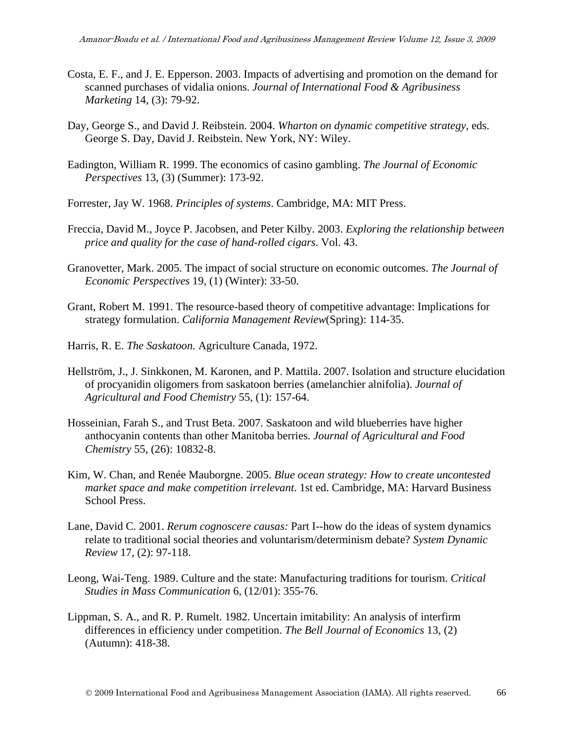Costa, E. F., and J. E. Epperson. 2003. Impacts of advertising and promotion on the demand for scanned purchases of vidalia onions. *Journal of International Food & Agribusiness Marketing* 14, (3): 79-92.

Day, George S., and David J. Reibstein. 2004. *Wharton on dynamic competitive strategy*, eds. George S. Day, David J. Reibstein. New York, NY: Wiley.

Eadington, William R. 1999. The economics of casino gambling. *The Journal of Economic Perspectives* 13, (3) (Summer): 173-92.

Forrester, Jay W. 1968. *Principles of systems*. Cambridge, MA: MIT Press.

Freccia, David M., Joyce P. Jacobsen, and Peter Kilby. 2003. *Exploring the relationship between price and quality for the case of hand-rolled cigars*. Vol. 43.

Granovetter, Mark. 2005. The impact of social structure on economic outcomes. *The Journal of Economic Perspectives* 19, (1) (Winter): 33-50.

Grant, Robert M. 1991. The resource-based theory of competitive advantage: Implications for strategy formulation. *California Management Review*(Spring): 114-35.

Harris, R. E. *The Saskatoon.* Agriculture Canada, 1972.

Hellström, J., J. Sinkkonen, M. Karonen, and P. Mattila. 2007. Isolation and structure elucidation of procyanidin oligomers from saskatoon berries (amelanchier alnifolia). *Journal of Agricultural and Food Chemistry* 55, (1): 157-64.

Hosseinian, Farah S., and Trust Beta. 2007. Saskatoon and wild blueberries have higher anthocyanin contents than other Manitoba berries. *Journal of Agricultural and Food Chemistry* 55, (26): 10832-8.

Kim, W. Chan, and Renée Mauborgne. 2005. *Blue ocean strategy: How to create uncontested market space and make competition irrelevant*. 1st ed. Cambridge, MA: Harvard Business School Press.

Lane, David C. 2001. *Rerum cognoscere causas:* Part I--how do the ideas of system dynamics relate to traditional social theories and voluntarism/determinism debate? *System Dynamic Review* 17, (2): 97-118.

Leong, Wai-Teng. 1989. Culture and the state: Manufacturing traditions for tourism. *Critical Studies in Mass Communication* 6, (12/01): 355-76.

Lippman, S. A., and R. P. Rumelt. 1982. Uncertain imitability: An analysis of interfirm differences in efficiency under competition. *The Bell Journal of Economics* 13, (2) (Autumn): 418-38.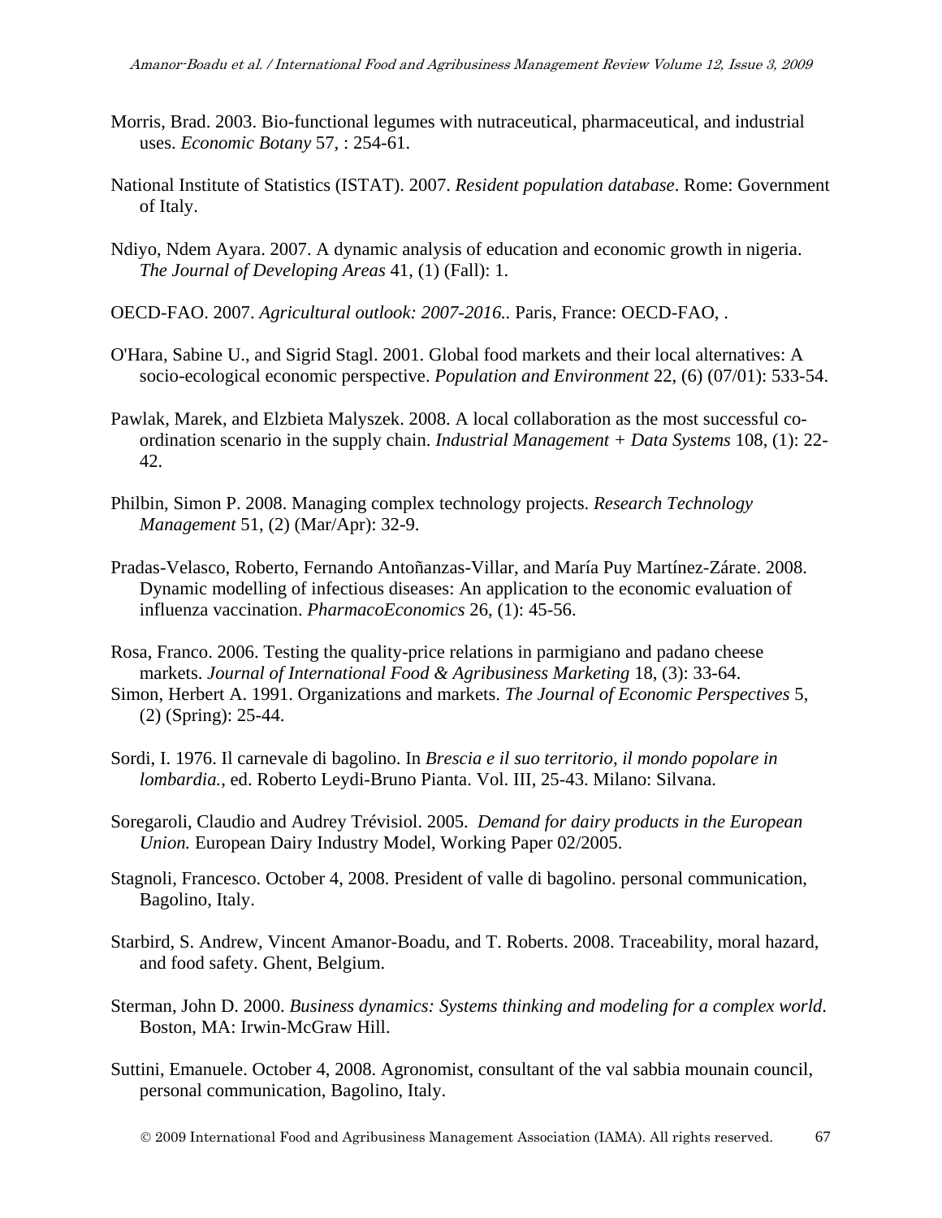Morris, Brad. 2003. Bio-functional legumes with nutraceutical, pharmaceutical, and industrial uses. *Economic Botany* 57, : 254-61.

National Institute of Statistics (ISTAT). 2007. *Resident population database*. Rome: Government of Italy.

Ndiyo, Ndem Ayara. 2007. A dynamic analysis of education and economic growth in nigeria. *The Journal of Developing Areas* 41, (1) (Fall): 1.

OECD-FAO. 2007. *Agricultural outlook: 2007-2016.*. Paris, France: OECD-FAO, .

O'Hara, Sabine U., and Sigrid Stagl. 2001. Global food markets and their local alternatives: A socio-ecological economic perspective. *Population and Environment* 22, (6) (07/01): 533-54.

Pawlak, Marek, and Elzbieta Malyszek. 2008. A local collaboration as the most successful co-ordination scenario in the supply chain. *Industrial Management + Data Systems* 108, (1): 22-42.

Philbin, Simon P. 2008. Managing complex technology projects. *Research Technology Management* 51, (2) (Mar/Apr): 32-9.

Pradas-Velasco, Roberto, Fernando Antoñanzas-Villar, and María Puy Martínez-Zárate. 2008. Dynamic modelling of infectious diseases: An application to the economic evaluation of influenza vaccination. *PharmacoEconomics* 26, (1): 45-56.

Rosa, Franco. 2006. Testing the quality-price relations in parmigiano and padano cheese markets. *Journal of International Food & Agribusiness Marketing* 18, (3): 33-64.

Simon, Herbert A. 1991. Organizations and markets. *The Journal of Economic Perspectives* 5, (2) (Spring): 25-44.

Sordi, I. 1976. Il carnevale di bagolino. In *Brescia e il suo territorio, il mondo popolare in lombardia.*, ed. Roberto Leydi-Bruno Pianta. Vol. III, 25-43. Milano: Silvana.

Soregaroli, Claudio and Audrey Trévisiol. 2005. *Demand for dairy products in the European Union.* European Dairy Industry Model, Working Paper 02/2005.

Stagnoli, Francesco. October 4, 2008. President of valle di bagolino. personal communication, Bagolino, Italy.

Starbird, S. Andrew, Vincent Amanor-Boadu, and T. Roberts. 2008. Traceability, moral hazard, and food safety. Ghent, Belgium.

Sterman, John D. 2000. *Business dynamics: Systems thinking and modeling for a complex world*. Boston, MA: Irwin-McGraw Hill.

Suttini, Emanuele. October 4, 2008. Agronomist, consultant of the val sabbia mounain council, personal communication, Bagolino, Italy.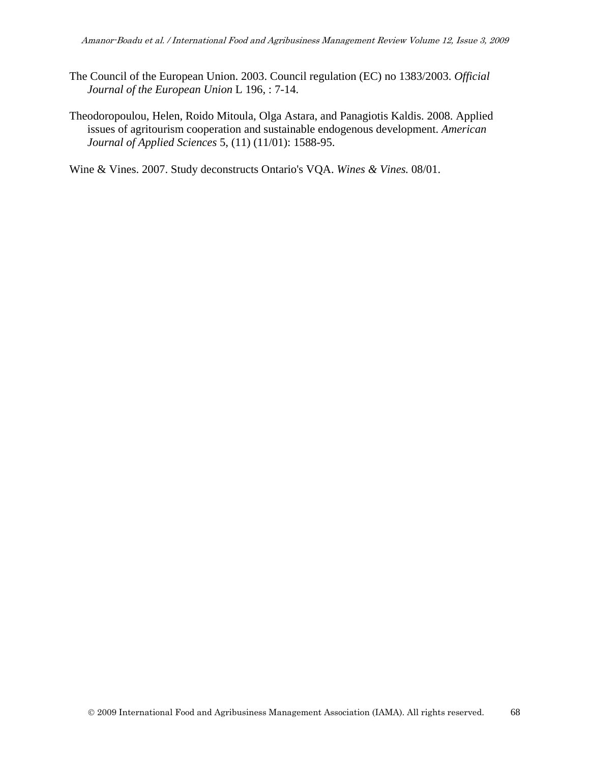The Council of the European Union. 2003. Council regulation (EC) no 1383/2003. *Official Journal of the European Union* L 196, : 7-14.

Theodoropoulou, Helen, Roido Mitoula, Olga Astara, and Panagiotis Kaldis. 2008. Applied issues of agritourism cooperation and sustainable endogenous development. *American Journal of Applied Sciences* 5, (11) (11/01): 1588-95.

Wine & Vines. 2007. Study deconstructs Ontario's VQA. *Wines & Vines.* 08/01.